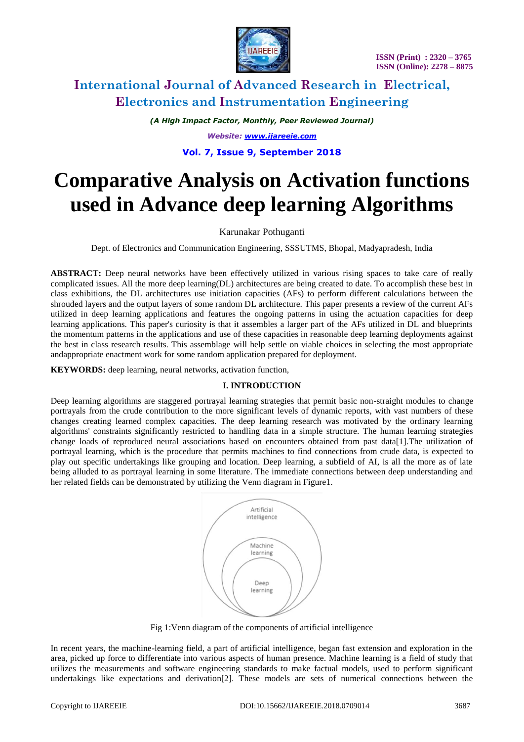# Comparative Analysis on Activation functions used in Advance deep learning Algorithms

Karunakar Pothuganti

Dept. of Electronics and Communication Engineering, SSSUTMS, Bhopal, Madyapradesh, India

**ABSTRACT:** Deep neural networks have been effectively utilized in various rising spaces to take care of really complicated issues. All the more deep learning(DL) architectures are being created to date. To accomplish these best in class exhibitions, the DL architectures use initiation capacities (AFs) to perform different calculations between the shrouded layers and the output layers of some random DL architecture. This paper presents a review of the current AFs utilized in deep learning applications and features the ongoing patterns in using the actuation capacities for deep learning applications. This paper's curiosity is that it assembles a larger part of the AFs utilized in DL and blueprints the momentum patterns in the applications and use of these capacities in reasonable deep learning deployments against the best in class research results. This assemblage will help settle on viable choices in selecting the most appropriate andappropriate enactment work for some random application prepared for deployment.

**KEYWORDS:** deep learning, neural networks, activation function,

## I. INTRODUCTION

Deep learning algorithms are staggered portrayal learning strategies that permit basic non-straight modules to change portrayals from the crude contribution to the more significant levels of dynamic reports, with vast numbers of these changes creating learned complex capacities. The deep learning research was motivated by the ordinary learning algorithms' constraints significantly restricted to handling data in a simple structure. The human learning strategies change loads of reproduced neural associations based on encounters obtained from past data[1].The utilization of portrayal learning, which is the procedure that permits machines to find connections from crude data, is expected to play out specific undertakings like grouping and location. Deep learning, a subfield of AI, is all the more as of late being alluded to as portrayal learning in some literature. The immediate connections between deep understanding and her related fields can be demonstrated by utilizing the Venn diagram in Figure1.

Artificial intelligence

Machine learning

Deep learning

Fig 1:Venn diagram of the components of artificial intelligence

In recent years, the machine-learning field, a part of artificial intelligence, began fast extension and exploration in the area, picked up force to differentiate into various aspects of human presence. Machine learning is a field of study that utilizes the measurements and software engineering standards to make factual models, used to perform significant undertakings like expectations and derivation[2]. These models are sets of numerical connections between the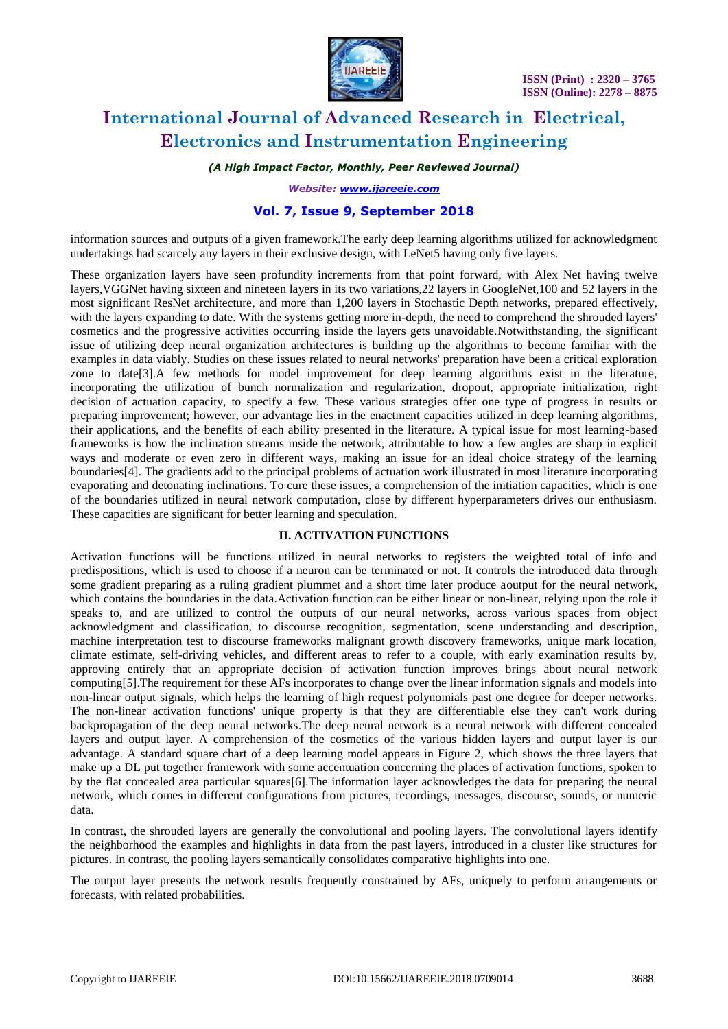information sources and outputs of a given framework.The early deep learning algorithms utilized for acknowledgment undertakings had scarcely any layers in their exclusive design, with LeNet5 having only five layers.

These organization layers have seen profundity increments from that point forward, with Alex Net having twelve layers,VGGNet having sixteen and nineteen layers in its two variations,22 layers in GoogleNet,100 and 52 layers in the most significant ResNet architecture, and more than 1,200 layers in Stochastic Depth networks, prepared effectively, with the layers expanding to date. With the systems getting more in-depth, the need to comprehend the shrouded layers' cosmetics and the progressive activities occurring inside the layers gets unavoidable.Notwithstanding, the significant issue of utilizing deep neural organization architectures is building up the algorithms to become familiar with the examples in data viably. Studies on these issues related to neural networks' preparation have been a critical exploration zone to date[3].A few methods for model improvement for deep learning algorithms exist in the literature, incorporating the utilization of bunch normalization and regularization, dropout, appropriate initialization, right decision of actuation capacity, to specify a few. These various strategies offer one type of progress in results or preparing improvement; however, our advantage lies in the enactment capacities utilized in deep learning algorithms, their applications, and the benefits of each ability presented in the literature. A typical issue for most learning-based frameworks is how the inclination streams inside the network, attributable to how a few angles are sharp in explicit ways and moderate or even zero in different ways, making an issue for an ideal choice strategy of the learning boundaries[4]. The gradients add to the principal problems of actuation work illustrated in most literature incorporating evaporating and detonating inclinations. To cure these issues, a comprehension of the initiation capacities, which is one of the boundaries utilized in neural network computation, close by different hyperparameters drives our enthusiasm. These capacities are significant for better learning and speculation.

## II. ACTIVATION FUNCTIONS

Activation functions will be functions utilized in neural networks to registers the weighted total of info and predispositions, which is used to choose if a neuron can be terminated or not. It controls the introduced data through some gradient preparing as a ruling gradient plummet and a short time later produce aoutput for the neural network, which contains the boundaries in the data.Activation function can be either linear or non-linear, relying upon the role it speaks to, and are utilized to control the outputs of our neural networks, across various spaces from object acknowledgment and classification, to discourse recognition, segmentation, scene understanding and description, machine interpretation test to discourse frameworks malignant growth discovery frameworks, unique mark location, climate estimate, self-driving vehicles, and different areas to refer to a couple, with early examination results by, approving entirely that an appropriate decision of activation function improves brings about neural network computing[5].The requirement for these AFs incorporates to change over the linear information signals and models into non-linear output signals, which helps the learning of high request polynomials past one degree for deeper networks. The non-linear activation functions' unique property is that they are differentiable else they can't work during backpropagation of the deep neural networks.The deep neural network is a neural network with different concealed layers and output layer. A comprehension of the cosmetics of the various hidden layers and output layer is our advantage. A standard square chart of a deep learning model appears in Figure 2, which shows the three layers that make up a DL put together framework with some accentuation concerning the places of activation functions, spoken to by the flat concealed area particular squares[6].The information layer acknowledges the data for preparing the neural network, which comes in different configurations from pictures, recordings, messages, discourse, sounds, or numeric data.

In contrast, the shrouded layers are generally the convolutional and pooling layers. The convolutional layers identify the neighborhood the examples and highlights in data from the past layers, introduced in a cluster like structures for pictures. In contrast, the pooling layers semantically consolidates comparative highlights into one.

The output layer presents the network results frequently constrained by AFs, uniquely to perform arrangements or forecasts, with related probabilities.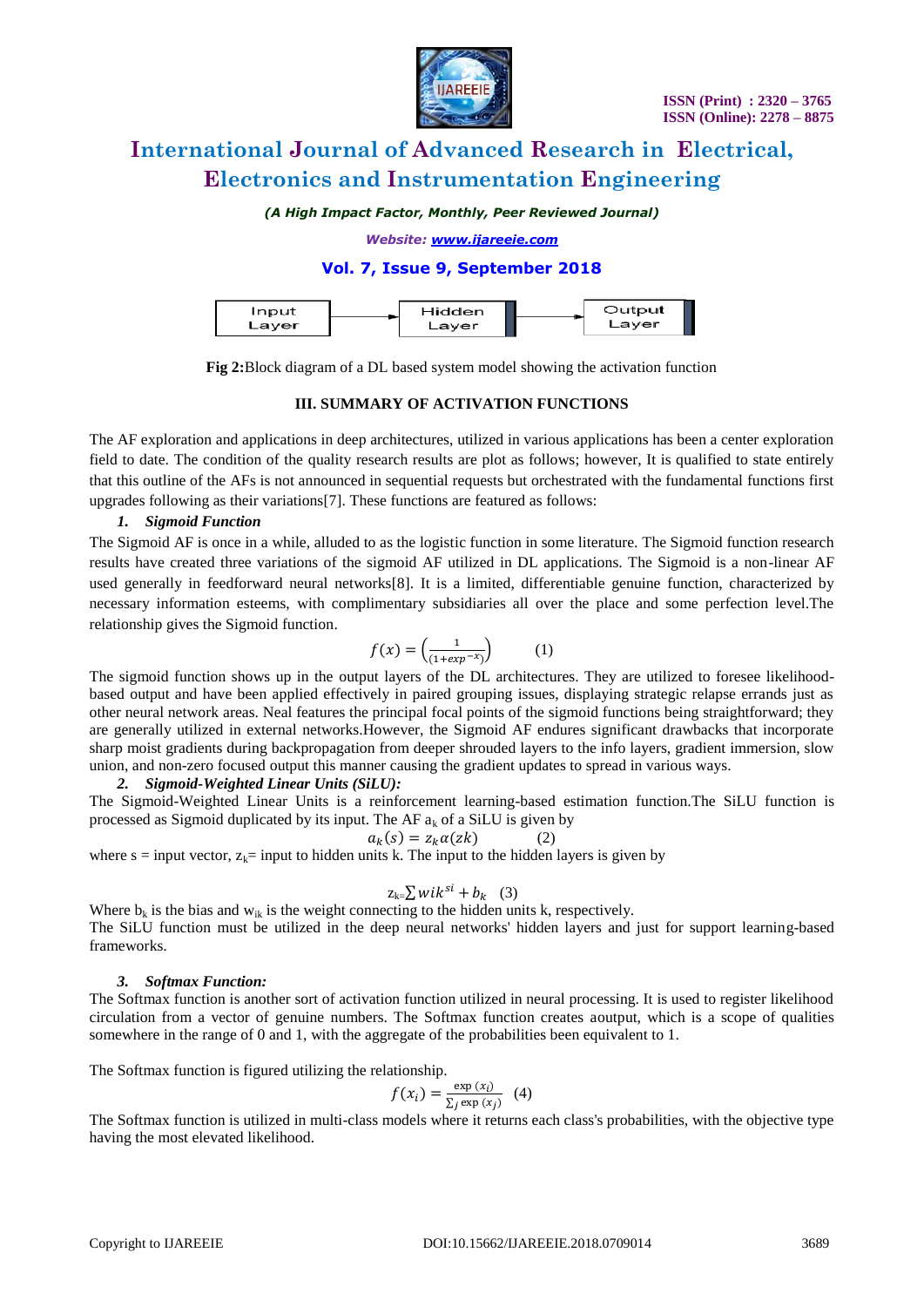Input Layer → Hidden Layer → Output Layer

**Fig 2:**Block diagram of a DL based system model showing the activation function

## III. SUMMARY OF ACTIVATION FUNCTIONS

The AF exploration and applications in deep architectures, utilized in various applications has been a center exploration field to date. The condition of the quality research results are plot as follows; however, It is qualified to state entirely that this outline of the AFs is not announced in sequential requests but orchestrated with the fundamental functions first upgrades following as their variations[7]. These functions are featured as follows:

### *1. Sigmoid Function*

The Sigmoid AF is once in a while, alluded to as the logistic function in some literature. The Sigmoid function research results have created three variations of the sigmoid AF utilized in DL applications. The Sigmoid is a non-linear AF used generally in feedforward neural networks[8]. It is a limited, differentiable genuine function, characterized by necessary information esteems, with complimentary subsidiaries all over the place and some perfection level.The relationship gives the Sigmoid function.

$$f(x) = \left(\frac{1}{(1+exp^{-x})}\right) \qquad (1)$$

The sigmoid function shows up in the output layers of the DL architectures. They are utilized to foresee likelihood-based output and have been applied effectively in paired grouping issues, displaying strategic relapse errands just as other neural network areas. Neal features the principal focal points of the sigmoid functions being straightforward; they are generally utilized in external networks.However, the Sigmoid AF endures significant drawbacks that incorporate sharp moist gradients during backpropagation from deeper shrouded layers to the info layers, gradient immersion, slow union, and non-zero focused output this manner causing the gradient updates to spread in various ways.

### *2. Sigmoid-Weighted Linear Units (SiLU):*

The Sigmoid-Weighted Linear Units is a reinforcement learning-based estimation function.The SiLU function is processed as Sigmoid duplicated by its input. The AF $a_k$ of a SiLU is given by

$$a_k(s) = z_k\alpha(zk) \qquad (2)$$

where s = input vector, $z_k$= input to hidden units k. The input to the hidden layers is given by

$$z_k = \sum wik^{si} + b_k \quad (3)$$

Where $b_k$ is the bias and $w_{ik}$ is the weight connecting to the hidden units k, respectively.

The SiLU function must be utilized in the deep neural networks' hidden layers and just for support learning-based frameworks.

### *3. Softmax Function:*

The Softmax function is another sort of activation function utilized in neural processing. It is used to register likelihood circulation from a vector of genuine numbers. The Softmax function creates aoutput, which is a scope of qualities somewhere in the range of 0 and 1, with the aggregate of the probabilities been equivalent to 1.

The Softmax function is figured utilizing the relationship.

$$f(x_i) = \frac{\exp(x_i)}{\sum_j \exp(x_j)} \quad (4)$$

The Softmax function is utilized in multi-class models where it returns each class's probabilities, with the objective type having the most elevated likelihood.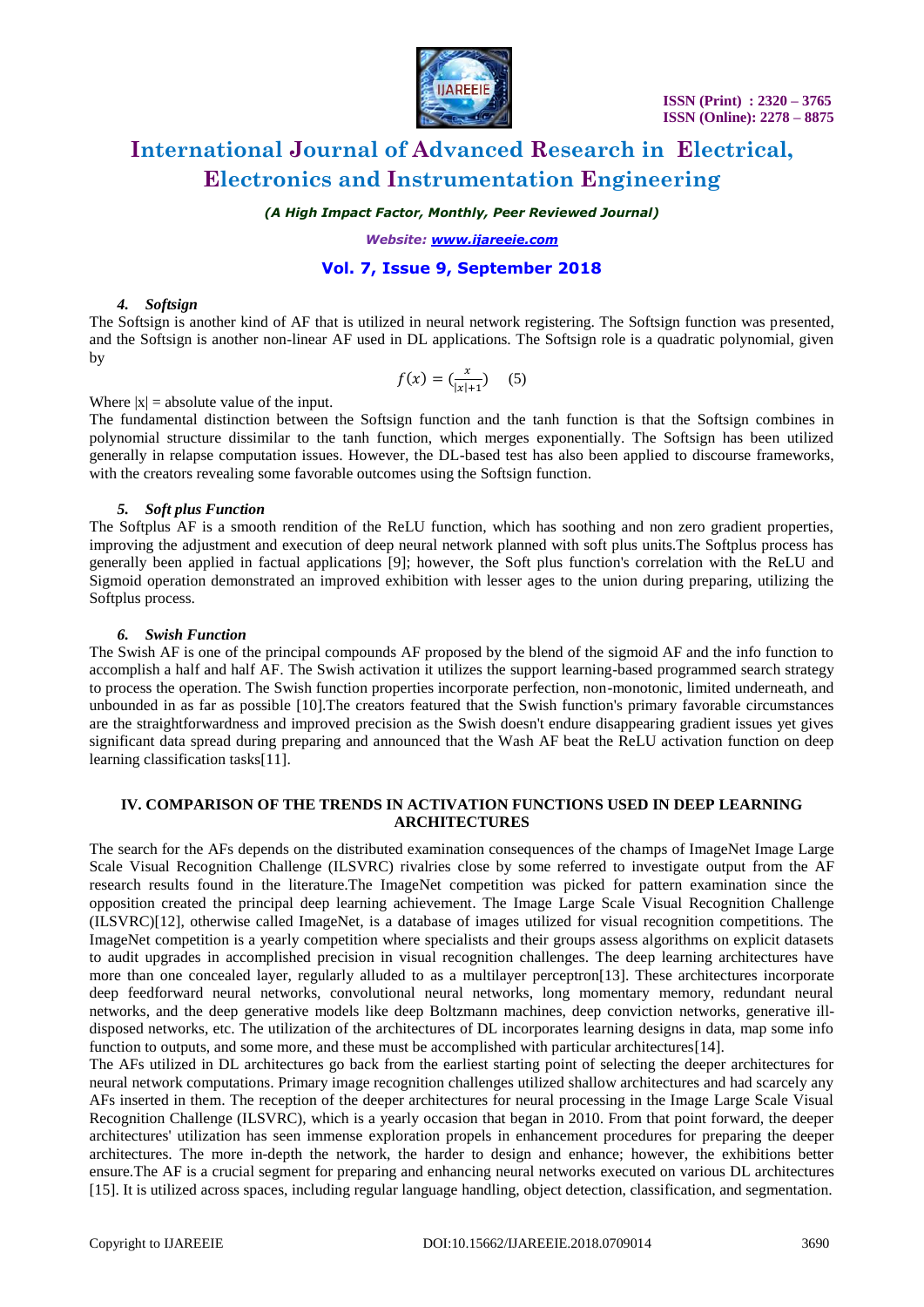#### *4. Softsign*

The Softsign is another kind of AF that is utilized in neural network registering. The Softsign function was presented, and the Softsign is another non-linear AF used in DL applications. The Softsign role is a quadratic polynomial, given by

$$f(x) = \left(\frac{x}{|x|+1}\right) \quad (5)$$

Where |x| = absolute value of the input.

The fundamental distinction between the Softsign function and the tanh function is that the Softsign combines in polynomial structure dissimilar to the tanh function, which merges exponentially. The Softsign has been utilized generally in relapse computation issues. However, the DL-based test has also been applied to discourse frameworks, with the creators revealing some favorable outcomes using the Softsign function.

#### *5. Soft plus Function*

The Softplus AF is a smooth rendition of the ReLU function, which has soothing and non zero gradient properties, improving the adjustment and execution of deep neural network planned with soft plus units.The Softplus process has generally been applied in factual applications [9]; however, the Soft plus function's correlation with the ReLU and Sigmoid operation demonstrated an improved exhibition with lesser ages to the union during preparing, utilizing the Softplus process.

#### *6. Swish Function*

The Swish AF is one of the principal compounds AF proposed by the blend of the sigmoid AF and the info function to accomplish a half and half AF. The Swish activation it utilizes the support learning-based programmed search strategy to process the operation. The Swish function properties incorporate perfection, non-monotonic, limited underneath, and unbounded in as far as possible [10].The creators featured that the Swish function's primary favorable circumstances are the straightforwardness and improved precision as the Swish doesn't endure disappearing gradient issues yet gives significant data spread during preparing and announced that the Wash AF beat the ReLU activation function on deep learning classification tasks[11].

## IV. COMPARISON OF THE TRENDS IN ACTIVATION FUNCTIONS USED IN DEEP LEARNING ARCHITECTURES

The search for the AFs depends on the distributed examination consequences of the champs of ImageNet Image Large Scale Visual Recognition Challenge (ILSVRC) rivalries close by some referred to investigate output from the AF research results found in the literature.The ImageNet competition was picked for pattern examination since the opposition created the principal deep learning achievement. The Image Large Scale Visual Recognition Challenge (ILSVRC)[12], otherwise called ImageNet, is a database of images utilized for visual recognition competitions. The ImageNet competition is a yearly competition where specialists and their groups assess algorithms on explicit datasets to audit upgrades in accomplished precision in visual recognition challenges. The deep learning architectures have more than one concealed layer, regularly alluded to as a multilayer perceptron[13]. These architectures incorporate deep feedforward neural networks, convolutional neural networks, long momentary memory, redundant neural networks, and the deep generative models like deep Boltzmann machines, deep conviction networks, generative ill-disposed networks, etc. The utilization of the architectures of DL incorporates learning designs in data, map some info function to outputs, and some more, and these must be accomplished with particular architectures[14].

The AFs utilized in DL architectures go back from the earliest starting point of selecting the deeper architectures for neural network computations. Primary image recognition challenges utilized shallow architectures and had scarcely any AFs inserted in them. The reception of the deeper architectures for neural processing in the Image Large Scale Visual Recognition Challenge (ILSVRC), which is a yearly occasion that began in 2010. From that point forward, the deeper architectures' utilization has seen immense exploration propels in enhancement procedures for preparing the deeper architectures. The more in-depth the network, the harder to design and enhance; however, the exhibitions better ensure.The AF is a crucial segment for preparing and enhancing neural networks executed on various DL architectures [15]. It is utilized across spaces, including regular language handling, object detection, classification, and segmentation.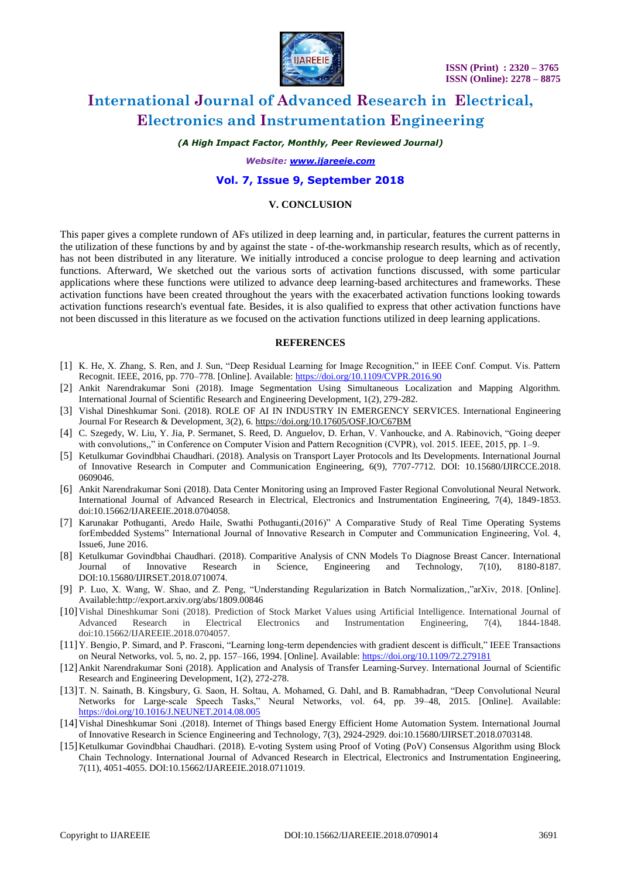## V. CONCLUSION

This paper gives a complete rundown of AFs utilized in deep learning and, in particular, features the current patterns in the utilization of these functions by and by against the state - of-the-workmanship research results, which as of recently, has not been distributed in any literature. We initially introduced a concise prologue to deep learning and activation functions. Afterward, We sketched out the various sorts of activation functions discussed, with some particular applications where these functions were utilized to advance deep learning-based architectures and frameworks. These activation functions have been created throughout the years with the exacerbated activation functions looking towards activation functions research's eventual fate. Besides, it is also qualified to express that other activation functions have not been discussed in this literature as we focused on the activation functions utilized in deep learning applications.

## REFERENCES

[1] K. He, X. Zhang, S. Ren, and J. Sun, "Deep Residual Learning for Image Recognition," in IEEE Conf. Comput. Vis. Pattern Recognit. IEEE, 2016, pp. 770–778. [Online]. Available: https://doi.org/10.1109/CVPR.2016.90

[2] Ankit Narendrakumar Soni (2018). Image Segmentation Using Simultaneous Localization and Mapping Algorithm. International Journal of Scientific Research and Engineering Development, 1(2), 279-282.

[3] Vishal Dineshkumar Soni. (2018). ROLE OF AI IN INDUSTRY IN EMERGENCY SERVICES. International Engineering Journal For Research & Development, 3(2), 6. https://doi.org/10.17605/OSF.IO/C67BM

[4] C. Szegedy, W. Liu, Y. Jia, P. Sermanet, S. Reed, D. Anguelov, D. Erhan, V. Vanhoucke, and A. Rabinovich, "Going deeper with convolutions,," in Conference on Computer Vision and Pattern Recognition (CVPR), vol. 2015. IEEE, 2015, pp. 1–9.

[5] Ketulkumar Govindbhai Chaudhari. (2018). Analysis on Transport Layer Protocols and Its Developments. International Journal of Innovative Research in Computer and Communication Engineering, 6(9), 7707-7712. DOI: 10.15680/IJIRCCE.2018.0609046.

[6] Ankit Narendrakumar Soni (2018). Data Center Monitoring using an Improved Faster Regional Convolutional Neural Network. International Journal of Advanced Research in Electrical, Electronics and Instrumentation Engineering, 7(4), 1849-1853. doi:10.15662/IJAREEIE.2018.0704058.

[7] Karunakar Pothuganti, Aredo Haile, Swathi Pothuganti,(2016)" A Comparative Study of Real Time Operating Systems forEmbedded Systems" International Journal of Innovative Research in Computer and Communication Engineering, Vol. 4, Issue6, June 2016.

[8] Ketulkumar Govindbhai Chaudhari. (2018). Comparitive Analysis of CNN Models To Diagnose Breast Cancer. International Journal of Innovative Research in Science, Engineering and Technology, 7(10), 8180-8187. DOI:10.15680/IJIRSET.2018.0710074.

[9] P. Luo, X. Wang, W. Shao, and Z. Peng, "Understanding Regularization in Batch Normalization,,"arXiv, 2018. [Online]. Available:http://export.arxiv.org/abs/1809.00846

[10] Vishal Dineshkumar Soni (2018). Prediction of Stock Market Values using Artificial Intelligence. International Journal of Advanced Research in Electrical Electronics and Instrumentation Engineering, 7(4), 1844-1848. doi:10.15662/IJAREEIE.2018.0704057.

[11] Y. Bengio, P. Simard, and P. Frasconi, "Learning long-term dependencies with gradient descent is difficult," IEEE Transactions on Neural Networks, vol. 5, no. 2, pp. 157–166, 1994. [Online]. Available: https://doi.org/10.1109/72.279181

[12] Ankit Narendrakumar Soni (2018). Application and Analysis of Transfer Learning-Survey. International Journal of Scientific Research and Engineering Development, 1(2), 272-278.

[13] T. N. Sainath, B. Kingsbury, G. Saon, H. Soltau, A. Mohamed, G. Dahl, and B. Ramabhadran, "Deep Convolutional Neural Networks for Large-scale Speech Tasks," Neural Networks, vol. 64, pp. 39–48, 2015. [Online]. Available: https://doi.org/10.1016/J.NEUNET.2014.08.005

[14] Vishal Dineshkumar Soni .(2018). Internet of Things based Energy Efficient Home Automation System. International Journal of Innovative Research in Science Engineering and Technology, 7(3), 2924-2929. doi:10.15680/IJIRSET.2018.0703148.

[15] Ketulkumar Govindbhai Chaudhari. (2018). E-voting System using Proof of Voting (PoV) Consensus Algorithm using Block Chain Technology. International Journal of Advanced Research in Electrical, Electronics and Instrumentation Engineering, 7(11), 4051-4055. DOI:10.15662/IJAREEIE.2018.0711019.